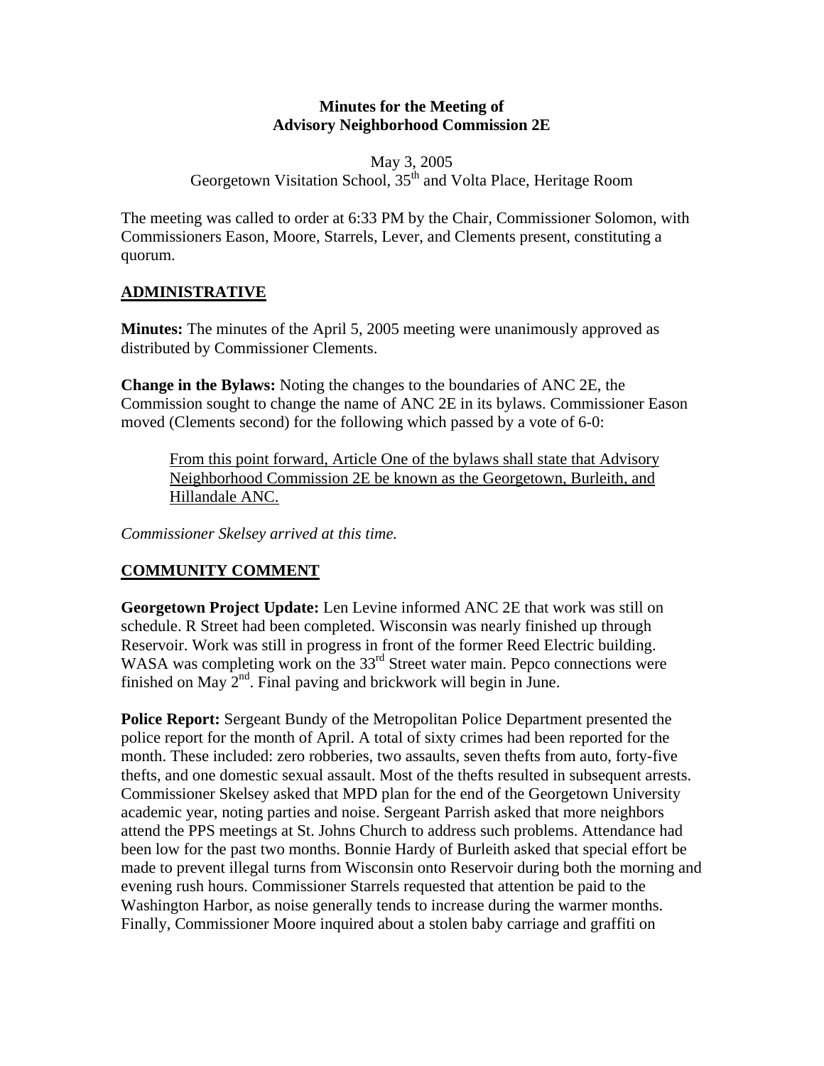**Minutes for the Meeting of**
**Advisory Neighborhood Commission 2E**

May 3, 2005
Georgetown Visitation School, 35th and Volta Place, Heritage Room

The meeting was called to order at 6:33 PM by the Chair, Commissioner Solomon, with Commissioners Eason, Moore, Starrels, Lever, and Clements present, constituting a quorum.

## ADMINISTRATIVE

**Minutes:** The minutes of the April 5, 2005 meeting were unanimously approved as distributed by Commissioner Clements.

**Change in the Bylaws:** Noting the changes to the boundaries of ANC 2E, the Commission sought to change the name of ANC 2E in its bylaws. Commissioner Eason moved (Clements second) for the following which passed by a vote of 6-0:

> From this point forward, Article One of the bylaws shall state that Advisory Neighborhood Commission 2E be known as the Georgetown, Burleith, and Hillandale ANC.

*Commissioner Skelsey arrived at this time.*

## COMMUNITY COMMENT

**Georgetown Project Update:** Len Levine informed ANC 2E that work was still on schedule. R Street had been completed. Wisconsin was nearly finished up through Reservoir. Work was still in progress in front of the former Reed Electric building. WASA was completing work on the 33rd Street water main. Pepco connections were finished on May 2nd. Final paving and brickwork will begin in June.

**Police Report:** Sergeant Bundy of the Metropolitan Police Department presented the police report for the month of April. A total of sixty crimes had been reported for the month. These included: zero robberies, two assaults, seven thefts from auto, forty-five thefts, and one domestic sexual assault. Most of the thefts resulted in subsequent arrests. Commissioner Skelsey asked that MPD plan for the end of the Georgetown University academic year, noting parties and noise. Sergeant Parrish asked that more neighbors attend the PPS meetings at St. Johns Church to address such problems. Attendance had been low for the past two months. Bonnie Hardy of Burleith asked that special effort be made to prevent illegal turns from Wisconsin onto Reservoir during both the morning and evening rush hours. Commissioner Starrels requested that attention be paid to the Washington Harbor, as noise generally tends to increase during the warmer months. Finally, Commissioner Moore inquired about a stolen baby carriage and graffiti on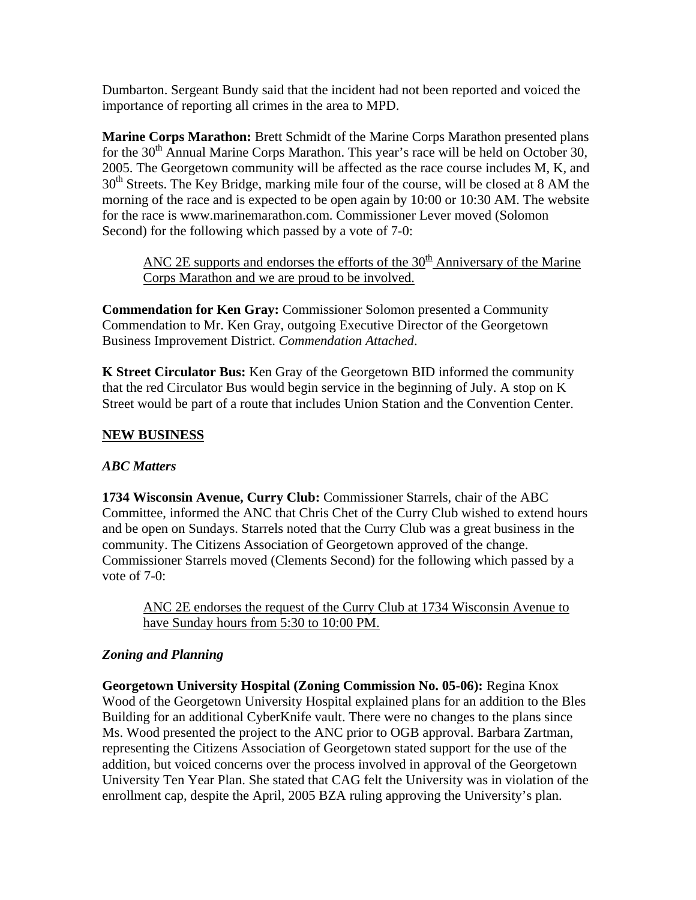Dumbarton. Sergeant Bundy said that the incident had not been reported and voiced the importance of reporting all crimes in the area to MPD.

**Marine Corps Marathon:** Brett Schmidt of the Marine Corps Marathon presented plans for the 30th Annual Marine Corps Marathon. This year's race will be held on October 30, 2005. The Georgetown community will be affected as the race course includes M, K, and 30th Streets. The Key Bridge, marking mile four of the course, will be closed at 8 AM the morning of the race and is expected to be open again by 10:00 or 10:30 AM. The website for the race is www.marinemarathon.com. Commissioner Lever moved (Solomon Second) for the following which passed by a vote of 7-0:

> <u>ANC 2E supports and endorses the efforts of the 30th Anniversary of the Marine Corps Marathon and we are proud to be involved.</u>

**Commendation for Ken Gray:** Commissioner Solomon presented a Community Commendation to Mr. Ken Gray, outgoing Executive Director of the Georgetown Business Improvement District. *Commendation Attached*.

**K Street Circulator Bus:** Ken Gray of the Georgetown BID informed the community that the red Circulator Bus would begin service in the beginning of July. A stop on K Street would be part of a route that includes Union Station and the Convention Center.

## <u>NEW BUSINESS</u>

### *ABC Matters*

**1734 Wisconsin Avenue, Curry Club:** Commissioner Starrels, chair of the ABC Committee, informed the ANC that Chris Chet of the Curry Club wished to extend hours and be open on Sundays. Starrels noted that the Curry Club was a great business in the community. The Citizens Association of Georgetown approved of the change. Commissioner Starrels moved (Clements Second) for the following which passed by a vote of 7-0:

> <u>ANC 2E endorses the request of the Curry Club at 1734 Wisconsin Avenue to have Sunday hours from 5:30 to 10:00 PM.</u>

### *Zoning and Planning*

**Georgetown University Hospital (Zoning Commission No. 05-06):** Regina Knox Wood of the Georgetown University Hospital explained plans for an addition to the Bles Building for an additional CyberKnife vault. There were no changes to the plans since Ms. Wood presented the project to the ANC prior to OGB approval. Barbara Zartman, representing the Citizens Association of Georgetown stated support for the use of the addition, but voiced concerns over the process involved in approval of the Georgetown University Ten Year Plan. She stated that CAG felt the University was in violation of the enrollment cap, despite the April, 2005 BZA ruling approving the University's plan.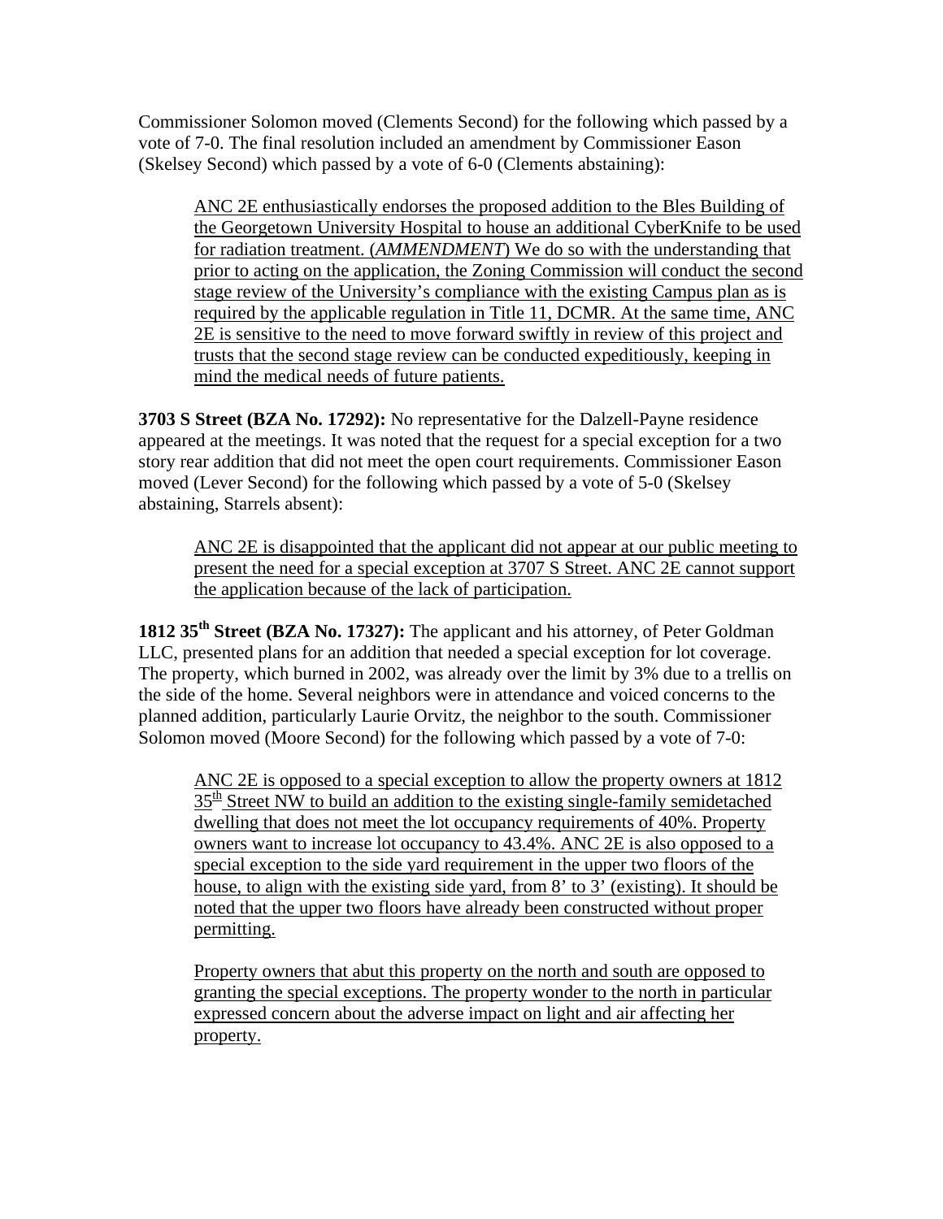Commissioner Solomon moved (Clements Second) for the following which passed by a vote of 7-0. The final resolution included an amendment by Commissioner Eason (Skelsey Second) which passed by a vote of 6-0 (Clements abstaining):

> <u>ANC 2E enthusiastically endorses the proposed addition to the Bles Building of the Georgetown University Hospital to house an additional CyberKnife to be used for radiation treatment. (*AMMENDMENT*) We do so with the understanding that prior to acting on the application, the Zoning Commission will conduct the second stage review of the University's compliance with the existing Campus plan as is required by the applicable regulation in Title 11, DCMR. At the same time, ANC 2E is sensitive to the need to move forward swiftly in review of this project and trusts that the second stage review can be conducted expeditiously, keeping in mind the medical needs of future patients.</u>

**3703 S Street (BZA No. 17292):** No representative for the Dalzell-Payne residence appeared at the meetings. It was noted that the request for a special exception for a two story rear addition that did not meet the open court requirements. Commissioner Eason moved (Lever Second) for the following which passed by a vote of 5-0 (Skelsey abstaining, Starrels absent):

> <u>ANC 2E is disappointed that the applicant did not appear at our public meeting to present the need for a special exception at 3707 S Street. ANC 2E cannot support the application because of the lack of participation.</u>

**1812 35th Street (BZA No. 17327):** The applicant and his attorney, of Peter Goldman LLC, presented plans for an addition that needed a special exception for lot coverage. The property, which burned in 2002, was already over the limit by 3% due to a trellis on the side of the home. Several neighbors were in attendance and voiced concerns to the planned addition, particularly Laurie Orvitz, the neighbor to the south. Commissioner Solomon moved (Moore Second) for the following which passed by a vote of 7-0:

> <u>ANC 2E is opposed to a special exception to allow the property owners at 1812 35th Street NW to build an addition to the existing single-family semidetached dwelling that does not meet the lot occupancy requirements of 40%. Property owners want to increase lot occupancy to 43.4%. ANC 2E is also opposed to a special exception to the side yard requirement in the upper two floors of the house, to align with the existing side yard, from 8' to 3' (existing). It should be noted that the upper two floors have already been constructed without proper permitting.</u>
>
> <u>Property owners that abut this property on the north and south are opposed to granting the special exceptions. The property wonder to the north in particular expressed concern about the adverse impact on light and air affecting her property.</u>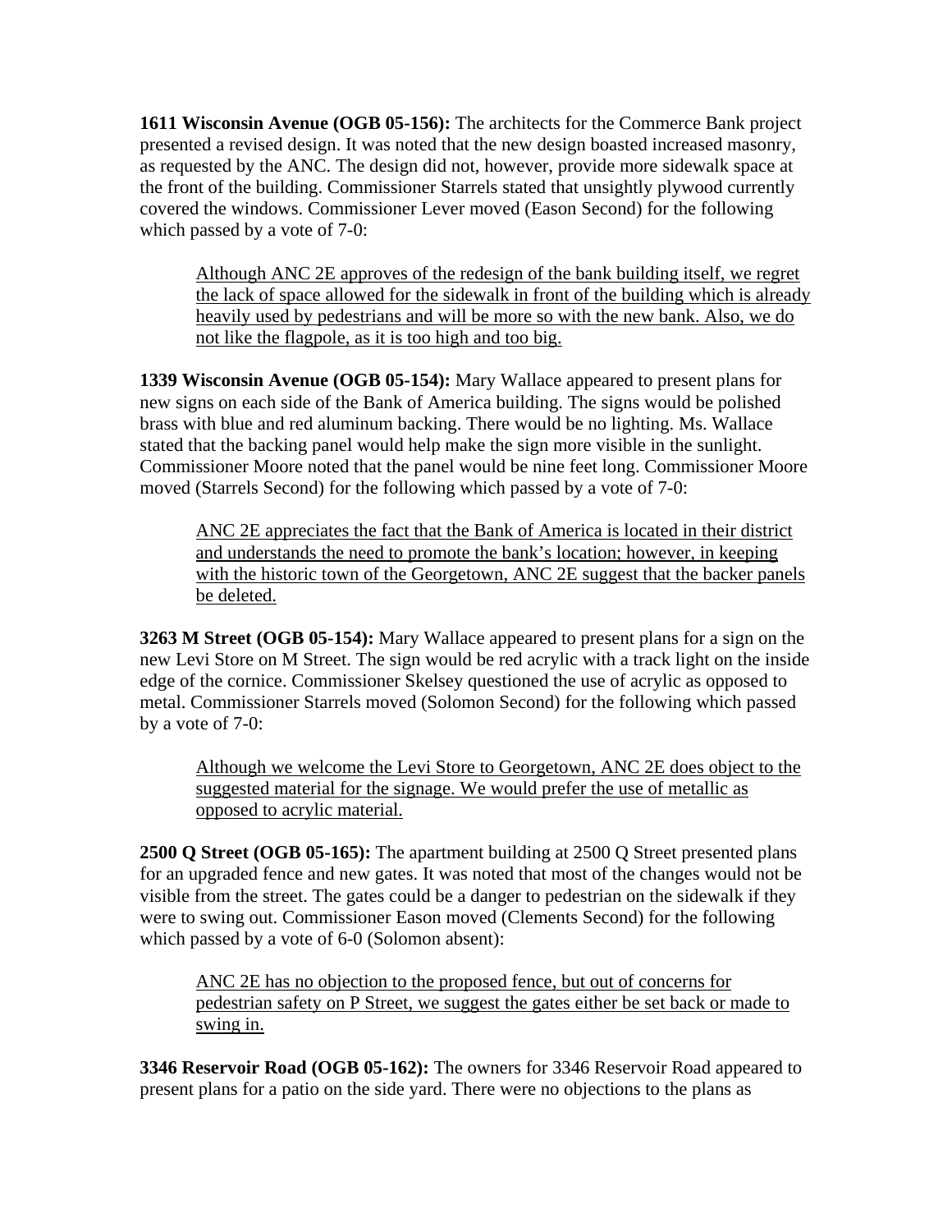**1611 Wisconsin Avenue (OGB 05-156):** The architects for the Commerce Bank project presented a revised design. It was noted that the new design boasted increased masonry, as requested by the ANC. The design did not, however, provide more sidewalk space at the front of the building. Commissioner Starrels stated that unsightly plywood currently covered the windows. Commissioner Lever moved (Eason Second) for the following which passed by a vote of 7-0:

> <u>Although ANC 2E approves of the redesign of the bank building itself, we regret the lack of space allowed for the sidewalk in front of the building which is already heavily used by pedestrians and will be more so with the new bank. Also, we do not like the flagpole, as it is too high and too big.</u>

**1339 Wisconsin Avenue (OGB 05-154):** Mary Wallace appeared to present plans for new signs on each side of the Bank of America building. The signs would be polished brass with blue and red aluminum backing. There would be no lighting. Ms. Wallace stated that the backing panel would help make the sign more visible in the sunlight. Commissioner Moore noted that the panel would be nine feet long. Commissioner Moore moved (Starrels Second) for the following which passed by a vote of 7-0:

> <u>ANC 2E appreciates the fact that the Bank of America is located in their district and understands the need to promote the bank's location; however, in keeping with the historic town of the Georgetown, ANC 2E suggest that the backer panels be deleted.</u>

**3263 M Street (OGB 05-154):** Mary Wallace appeared to present plans for a sign on the new Levi Store on M Street. The sign would be red acrylic with a track light on the inside edge of the cornice. Commissioner Skelsey questioned the use of acrylic as opposed to metal. Commissioner Starrels moved (Solomon Second) for the following which passed by a vote of 7-0:

> <u>Although we welcome the Levi Store to Georgetown, ANC 2E does object to the suggested material for the signage. We would prefer the use of metallic as opposed to acrylic material.</u>

**2500 Q Street (OGB 05-165):** The apartment building at 2500 Q Street presented plans for an upgraded fence and new gates. It was noted that most of the changes would not be visible from the street. The gates could be a danger to pedestrian on the sidewalk if they were to swing out. Commissioner Eason moved (Clements Second) for the following which passed by a vote of 6-0 (Solomon absent):

> <u>ANC 2E has no objection to the proposed fence, but out of concerns for pedestrian safety on P Street, we suggest the gates either be set back or made to swing in.</u>

**3346 Reservoir Road (OGB 05-162):** The owners for 3346 Reservoir Road appeared to present plans for a patio on the side yard. There were no objections to the plans as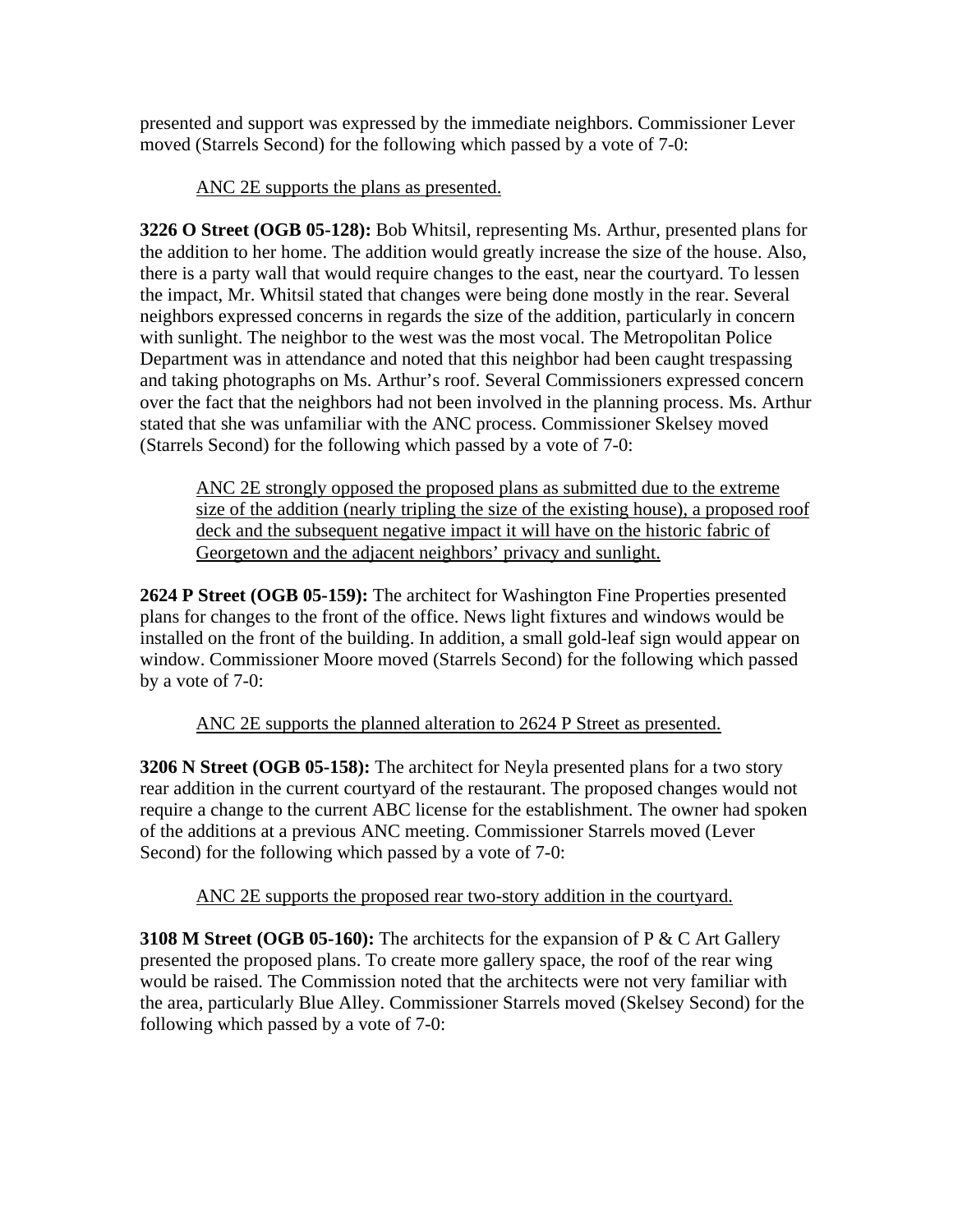presented and support was expressed by the immediate neighbors. Commissioner Lever moved (Starrels Second) for the following which passed by a vote of 7-0:

> <u>ANC 2E supports the plans as presented.</u>

**3226 O Street (OGB 05-128):** Bob Whitsil, representing Ms. Arthur, presented plans for the addition to her home. The addition would greatly increase the size of the house. Also, there is a party wall that would require changes to the east, near the courtyard. To lessen the impact, Mr. Whitsil stated that changes were being done mostly in the rear. Several neighbors expressed concerns in regards the size of the addition, particularly in concern with sunlight. The neighbor to the west was the most vocal. The Metropolitan Police Department was in attendance and noted that this neighbor had been caught trespassing and taking photographs on Ms. Arthur's roof. Several Commissioners expressed concern over the fact that the neighbors had not been involved in the planning process. Ms. Arthur stated that she was unfamiliar with the ANC process. Commissioner Skelsey moved (Starrels Second) for the following which passed by a vote of 7-0:

> <u>ANC 2E strongly opposed the proposed plans as submitted due to the extreme size of the addition (nearly tripling the size of the existing house), a proposed roof deck and the subsequent negative impact it will have on the historic fabric of Georgetown and the adjacent neighbors' privacy and sunlight.</u>

**2624 P Street (OGB 05-159):** The architect for Washington Fine Properties presented plans for changes to the front of the office. News light fixtures and windows would be installed on the front of the building. In addition, a small gold-leaf sign would appear on window. Commissioner Moore moved (Starrels Second) for the following which passed by a vote of 7-0:

> <u>ANC 2E supports the planned alteration to 2624 P Street as presented.</u>

**3206 N Street (OGB 05-158):** The architect for Neyla presented plans for a two story rear addition in the current courtyard of the restaurant. The proposed changes would not require a change to the current ABC license for the establishment. The owner had spoken of the additions at a previous ANC meeting. Commissioner Starrels moved (Lever Second) for the following which passed by a vote of 7-0:

> <u>ANC 2E supports the proposed rear two-story addition in the courtyard.</u>

**3108 M Street (OGB 05-160):** The architects for the expansion of P & C Art Gallery presented the proposed plans. To create more gallery space, the roof of the rear wing would be raised. The Commission noted that the architects were not very familiar with the area, particularly Blue Alley. Commissioner Starrels moved (Skelsey Second) for the following which passed by a vote of 7-0: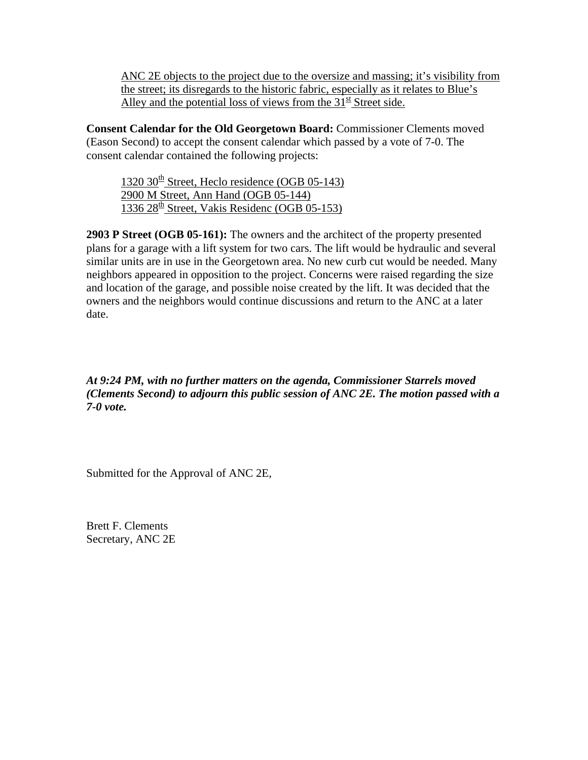ANC 2E objects to the project due to the oversize and massing; it's visibility from the street; its disregards to the historic fabric, especially as it relates to Blue's Alley and the potential loss of views from the 31st Street side.

**Consent Calendar for the Old Georgetown Board:** Commissioner Clements moved (Eason Second) to accept the consent calendar which passed by a vote of 7-0. The consent calendar contained the following projects:

1320 30th Street, Heclo residence (OGB 05-143)
2900 M Street, Ann Hand (OGB 05-144)
1336 28th Street, Vakis Residenc (OGB 05-153)

**2903 P Street (OGB 05-161):** The owners and the architect of the property presented plans for a garage with a lift system for two cars. The lift would be hydraulic and several similar units are in use in the Georgetown area. No new curb cut would be needed. Many neighbors appeared in opposition to the project. Concerns were raised regarding the size and location of the garage, and possible noise created by the lift. It was decided that the owners and the neighbors would continue discussions and return to the ANC at a later date.

***At 9:24 PM, with no further matters on the agenda, Commissioner Starrels moved (Clements Second) to adjourn this public session of ANC 2E. The motion passed with a 7-0 vote.***

Submitted for the Approval of ANC 2E,

Brett F. Clements
Secretary, ANC 2E